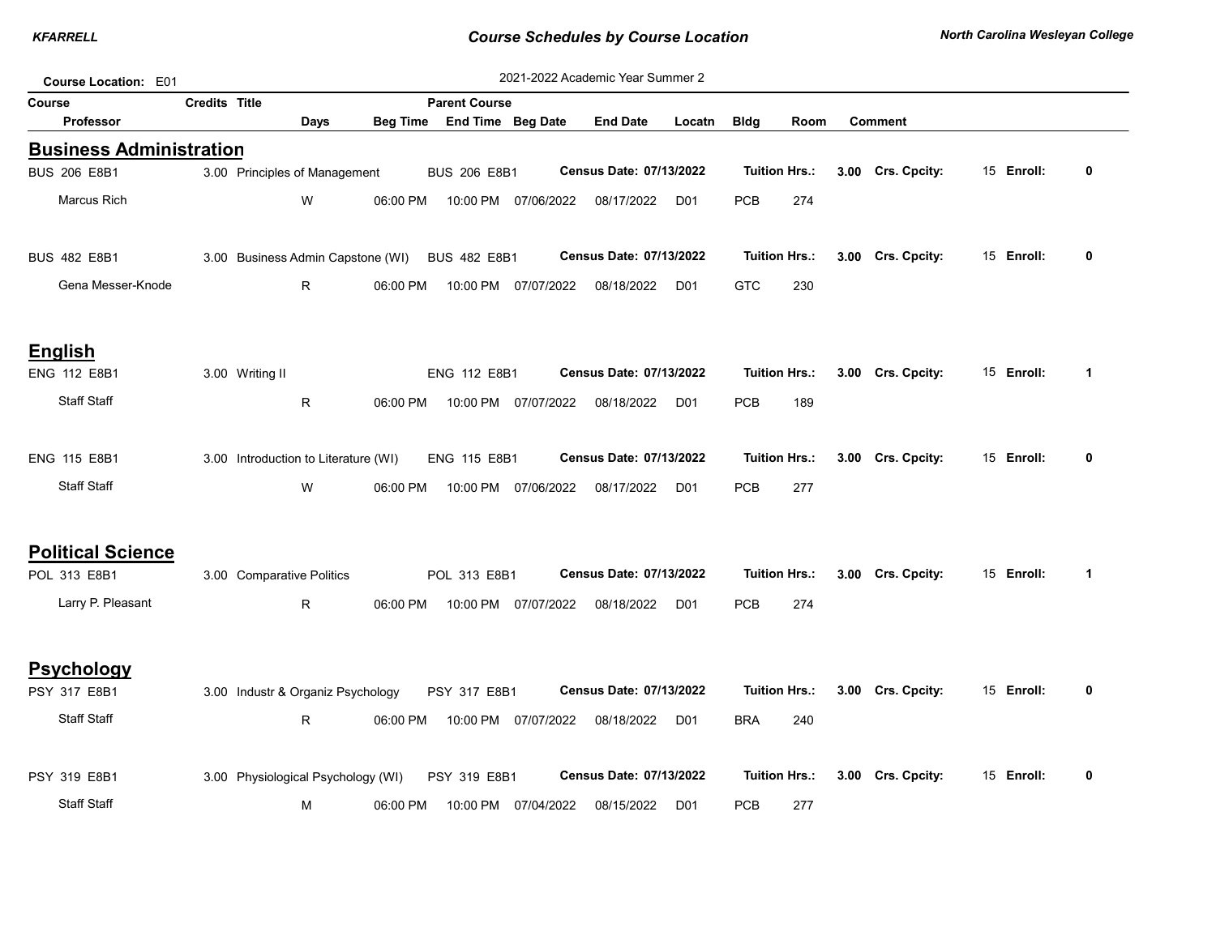# Course Schedules by Course Location

**KFARRELL** | **North Carolina Wesleyan College**

**Course Location:** E01

2021-2022 Academic Year Summer 2

| Course | Credits | Title | Parent Course | | | | | | |
|---|---|---|---|---|---|---|---|---|---|
| Professor | Days | Beg Time | End Time | Beg Date | End Date | Locatn | Bldg | Room | Comment |

## Business Administration

| Course | Credits | Title | Parent Course | Census Date | Tuition Hrs. | Crs. Cpcity | Enroll |
|---|---|---|---|---|---|---|---|
| BUS 206 E8B1 | 3.00 | Principles of Management | BUS 206 E8B1 | 07/13/2022 | 3.00 | 15 | 0 |

| Professor | Days | Beg Time | End Time | Beg Date | End Date | Locatn | Bldg | Room | Comment |
|---|---|---|---|---|---|---|---|---|---|
| Marcus Rich | W | 06:00 PM | 10:00 PM | 07/06/2022 | 08/17/2022 | D01 | PCB | 274 | |

| Course | Credits | Title | Parent Course | Census Date | Tuition Hrs. | Crs. Cpcity | Enroll |
|---|---|---|---|---|---|---|---|
| BUS 482 E8B1 | 3.00 | Business Admin Capstone (WI) | BUS 482 E8B1 | 07/13/2022 | 3.00 | 15 | 0 |

| Professor | Days | Beg Time | End Time | Beg Date | End Date | Locatn | Bldg | Room | Comment |
|---|---|---|---|---|---|---|---|---|---|
| Gena Messer-Knode | R | 06:00 PM | 10:00 PM | 07/07/2022 | 08/18/2022 | D01 | GTC | 230 | |

## English

| Course | Credits | Title | Parent Course | Census Date | Tuition Hrs. | Crs. Cpcity | Enroll |
|---|---|---|---|---|---|---|---|
| ENG 112 E8B1 | 3.00 | Writing II | ENG 112 E8B1 | 07/13/2022 | 3.00 | 15 | 1 |

| Professor | Days | Beg Time | End Time | Beg Date | End Date | Locatn | Bldg | Room | Comment |
|---|---|---|---|---|---|---|---|---|---|
| Staff Staff | R | 06:00 PM | 10:00 PM | 07/07/2022 | 08/18/2022 | D01 | PCB | 189 | |

| Course | Credits | Title | Parent Course | Census Date | Tuition Hrs. | Crs. Cpcity | Enroll |
|---|---|---|---|---|---|---|---|
| ENG 115 E8B1 | 3.00 | Introduction to Literature (WI) | ENG 115 E8B1 | 07/13/2022 | 3.00 | 15 | 0 |

| Professor | Days | Beg Time | End Time | Beg Date | End Date | Locatn | Bldg | Room | Comment |
|---|---|---|---|---|---|---|---|---|---|
| Staff Staff | W | 06:00 PM | 10:00 PM | 07/06/2022 | 08/17/2022 | D01 | PCB | 277 | |

## Political Science

| Course | Credits | Title | Parent Course | Census Date | Tuition Hrs. | Crs. Cpcity | Enroll |
|---|---|---|---|---|---|---|---|
| POL 313 E8B1 | 3.00 | Comparative Politics | POL 313 E8B1 | 07/13/2022 | 3.00 | 15 | 1 |

| Professor | Days | Beg Time | End Time | Beg Date | End Date | Locatn | Bldg | Room | Comment |
|---|---|---|---|---|---|---|---|---|---|
| Larry P. Pleasant | R | 06:00 PM | 10:00 PM | 07/07/2022 | 08/18/2022 | D01 | PCB | 274 | |

## Psychology

| Course | Credits | Title | Parent Course | Census Date | Tuition Hrs. | Crs. Cpcity | Enroll |
|---|---|---|---|---|---|---|---|
| PSY 317 E8B1 | 3.00 | Industr & Organiz Psychology | PSY 317 E8B1 | 07/13/2022 | 3.00 | 15 | 0 |

| Professor | Days | Beg Time | End Time | Beg Date | End Date | Locatn | Bldg | Room | Comment |
|---|---|---|---|---|---|---|---|---|---|
| Staff Staff | R | 06:00 PM | 10:00 PM | 07/07/2022 | 08/18/2022 | D01 | BRA | 240 | |

| Course | Credits | Title | Parent Course | Census Date | Tuition Hrs. | Crs. Cpcity | Enroll |
|---|---|---|---|---|---|---|---|
| PSY 319 E8B1 | 3.00 | Physiological Psychology (WI) | PSY 319 E8B1 | 07/13/2022 | 3.00 | 15 | 0 |

| Professor | Days | Beg Time | End Time | Beg Date | End Date | Locatn | Bldg | Room | Comment |
|---|---|---|---|---|---|---|---|---|---|
| Staff Staff | M | 06:00 PM | 10:00 PM | 07/04/2022 | 08/15/2022 | D01 | PCB | 277 | |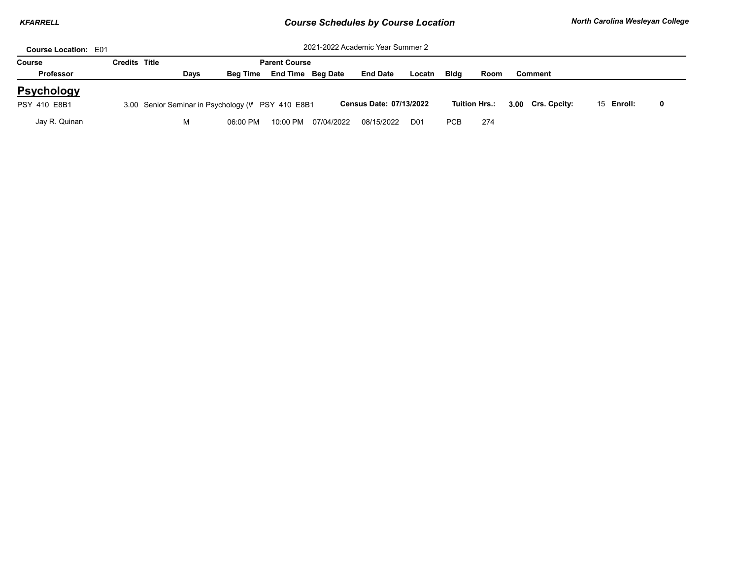**Course Location:** E01

2021-2022 Academic Year Summer 2

| Course | Credits | Title | | | Parent Course | | | | | | |
|---|---|---|---|---|---|---|---|---|---|---|---|
| Professor | | Days | Beg Time | End Time | Beg Date | End Date | Locatn | Bldg | Room | Comment | |

## Psychology

| | | | | | | | | | | | |
|---|---|---|---|---|---|---|---|---|---|---|---|
| PSY 410 E8B1 | 3.00 | Senior Seminar in Psychology (W | PSY 410 E8B1 | | **Census Date: 07/13/2022** | | **Tuition Hrs.:** | **3.00** | **Crs. Cpcity:** 15 | **Enroll:** | **0** |
| Jay R. Quinan | | M | 06:00 PM | 10:00 PM | 07/04/2022 | 08/15/2022 | D01 | PCB | 274 | | |